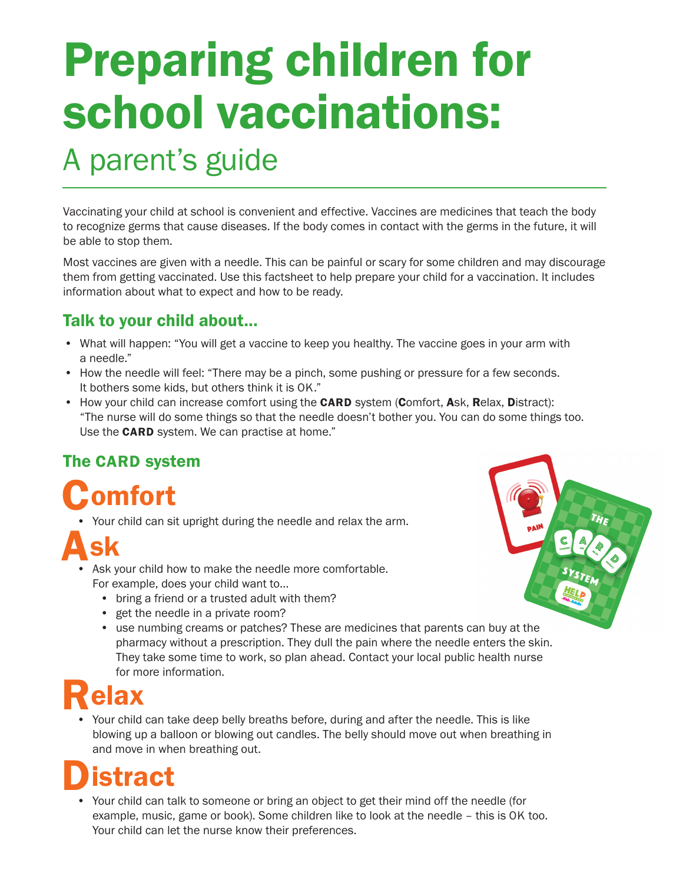# Preparing children for school vaccinations:

## A parent's guide

Vaccinating your child at school is convenient and effective. Vaccines are medicines that teach the body to recognize germs that cause diseases. If the body comes in contact with the germs in the future, it will be able to stop them.

Most vaccines are given with a needle. This can be painful or scary for some children and may discourage them from getting vaccinated. Use this factsheet to help prepare your child for a vaccination. It includes information about what to expect and how to be ready.

### Talk to your child about...

- What will happen: "You will get a vaccine to keep you healthy. The vaccine goes in your arm with a needle."
- How the needle will feel: "There may be a pinch, some pushing or pressure for a few seconds. It bothers some kids, but others think it is OK."
- How your child can increase comfort using the **CARD** system (**C**omfort, **A**sk, **R**elax, **D**istract): "The nurse will do some things so that the needle doesn't bother you. You can do some things too. Use the **CARD** system. We can practise at home."

### The CARD system

## Comfort

- Your child can sit upright during the needle and relax the arm.

## Ask

- Ask your child how to make the needle more comfortable. For example, does your child want to...
  - bring a friend or a trusted adult with them?
  - get the needle in a private room?
  - use numbing creams or patches? These are medicines that parents can buy at the pharmacy without a prescription. They dull the pain where the needle enters the skin. They take some time to work, so plan ahead. Contact your local public health nurse for more information.

## Relax

- Your child can take deep belly breaths before, during and after the needle. This is like blowing up a balloon or blowing out candles. The belly should move out when breathing in and move in when breathing out.

## Distract

- Your child can talk to someone or bring an object to get their mind off the needle (for example, music, game or book). Some children like to look at the needle – this is OK too. Your child can let the nurse know their preferences.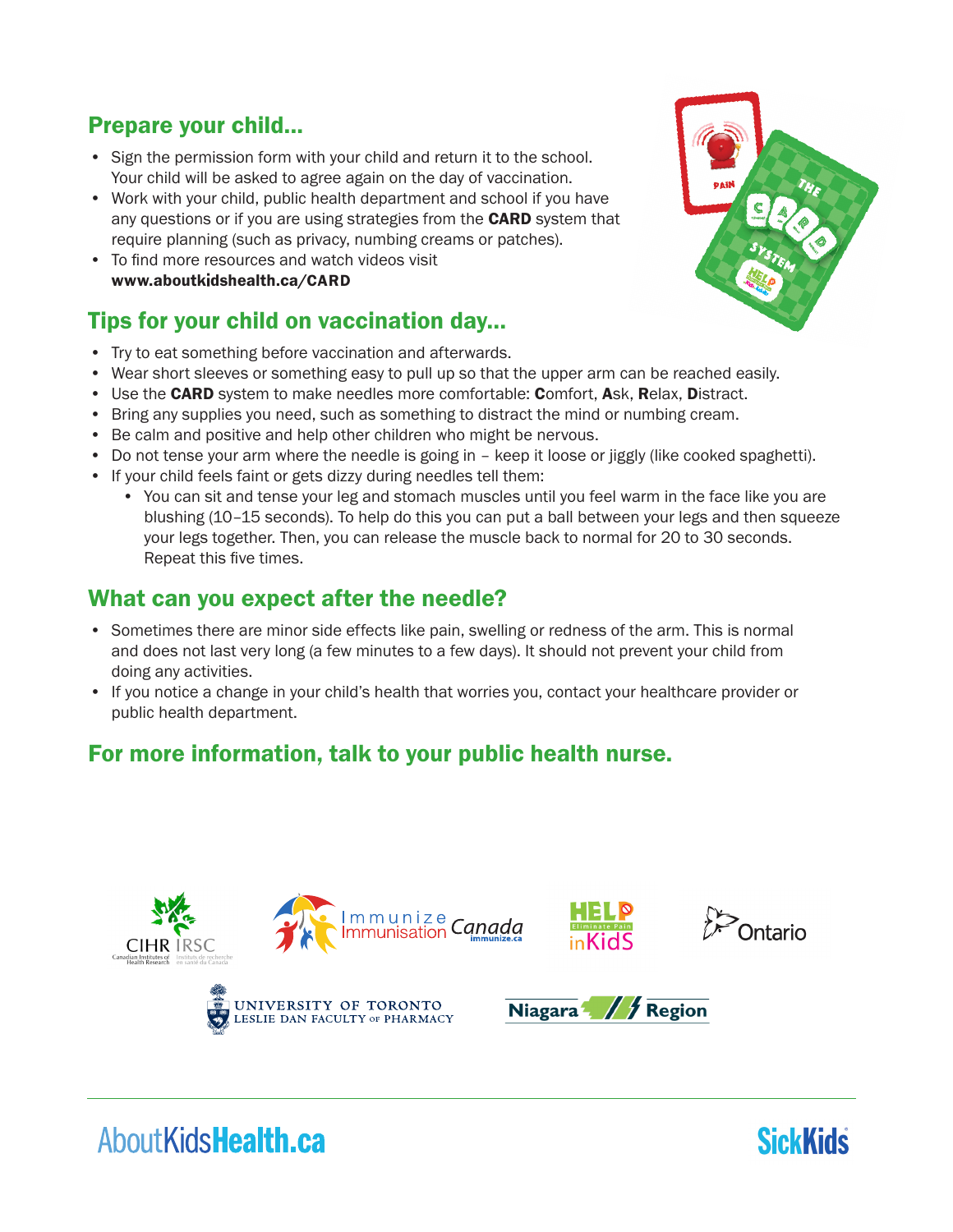## Prepare your child...

- Sign the permission form with your child and return it to the school. Your child will be asked to agree again on the day of vaccination.
- Work with your child, public health department and school if you have any questions or if you are using strategies from the **CARD** system that require planning (such as privacy, numbing creams or patches).
- To find more resources and watch videos visit **www.aboutkidshealth.ca/CARD**

## Tips for your child on vaccination day...

- Try to eat something before vaccination and afterwards.
- Wear short sleeves or something easy to pull up so that the upper arm can be reached easily.
- Use the **CARD** system to make needles more comfortable: **C**omfort, **A**sk, **R**elax, **D**istract.
- Bring any supplies you need, such as something to distract the mind or numbing cream.
- Be calm and positive and help other children who might be nervous.
- Do not tense your arm where the needle is going in – keep it loose or jiggly (like cooked spaghetti).
- If your child feels faint or gets dizzy during needles tell them:
  - You can sit and tense your leg and stomach muscles until you feel warm in the face like you are blushing (10–15 seconds). To help do this you can put a ball between your legs and then squeeze your legs together. Then, you can release the muscle back to normal for 20 to 30 seconds. Repeat this five times.

## What can you expect after the needle?

- Sometimes there are minor side effects like pain, swelling or redness of the arm. This is normal and does not last very long (a few minutes to a few days). It should not prevent your child from doing any activities.
- If you notice a change in your child's health that worries you, contact your healthcare provider or public health department.

## For more information, talk to your public health nurse.

CIHR IRSC Canadian Institutes of Health Research / Instituts de recherche en santé du Canada

Immunize Immunisation Canada immunize.ca

HELP Eliminate Pain inKidS

Ontario

University of Toronto Leslie Dan Faculty of Pharmacy

Niagara Region

AboutKidsHealth.ca

SickKids